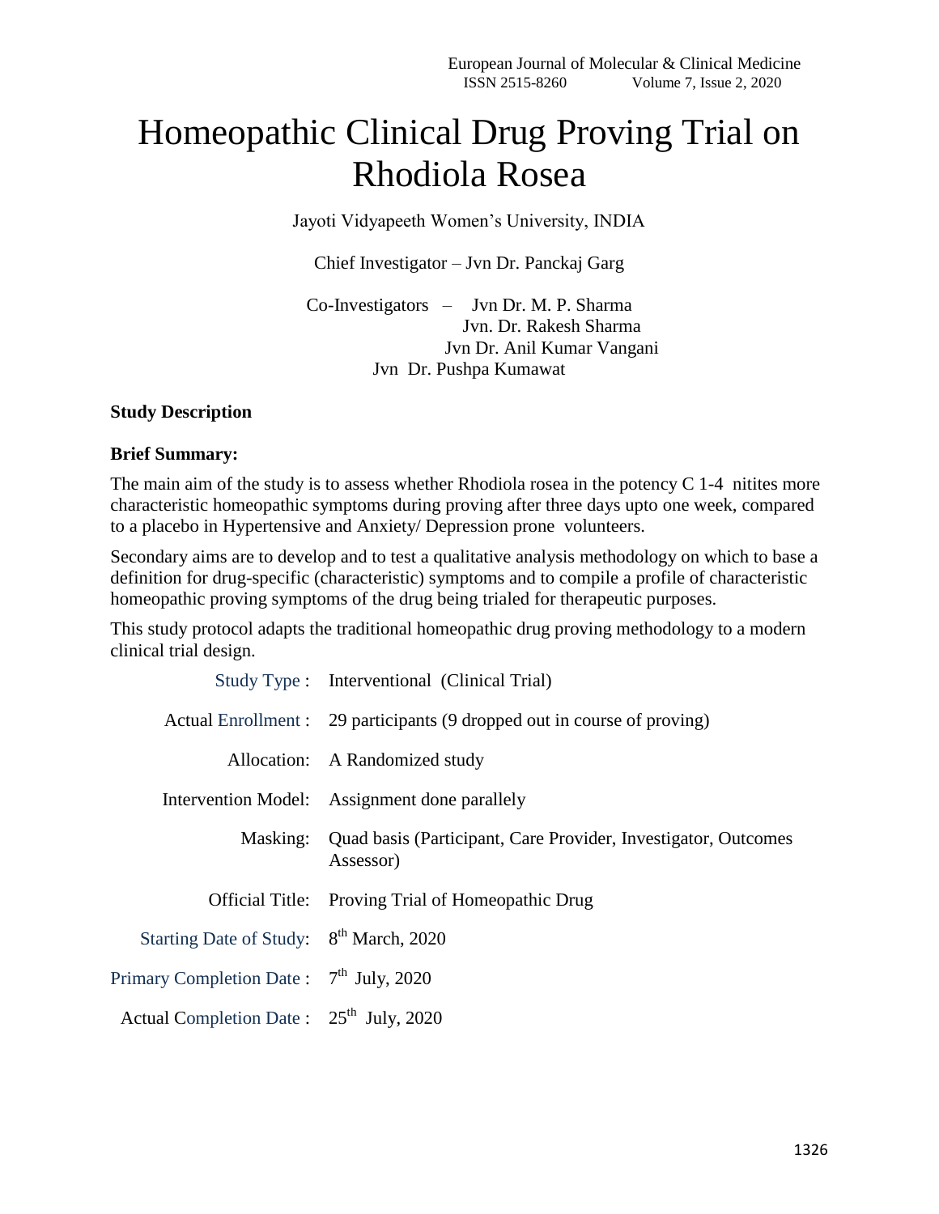# Homeopathic Clinical Drug Proving Trial on Rhodiola Rosea

Jayoti Vidyapeeth Women's University, INDIA

Chief Investigator – Jvn Dr. Panckaj Garg

Co-Investigators – Jvn Dr. M. P. Sharma
Jvn. Dr. Rakesh Sharma
Jvn Dr. Anil Kumar Vangani
Jvn Dr. Pushpa Kumawat

**Study Description**

**Brief Summary:**

The main aim of the study is to assess whether Rhodiola rosea in the potency C 1-4 nitites more characteristic homeopathic symptoms during proving after three days upto one week, compared to a placebo in Hypertensive and Anxiety/ Depression prone volunteers.

Secondary aims are to develop and to test a qualitative analysis methodology on which to base a definition for drug-specific (characteristic) symptoms and to compile a profile of characteristic homeopathic proving symptoms of the drug being trialed for therapeutic purposes.

This study protocol adapts the traditional homeopathic drug proving methodology to a modern clinical trial design.

| | |
|---|---|
| Study Type : | Interventional (Clinical Trial) |
| Actual Enrollment : | 29 participants (9 dropped out in course of proving) |
| Allocation: | A Randomized study |
| Intervention Model: | Assignment done parallely |
| Masking: | Quad basis (Participant, Care Provider, Investigator, Outcomes Assessor) |
| Official Title: | Proving Trial of Homeopathic Drug |
| Starting Date of Study: | 8th March, 2020 |
| Primary Completion Date : | 7th July, 2020 |
| Actual Completion Date : | 25th July, 2020 |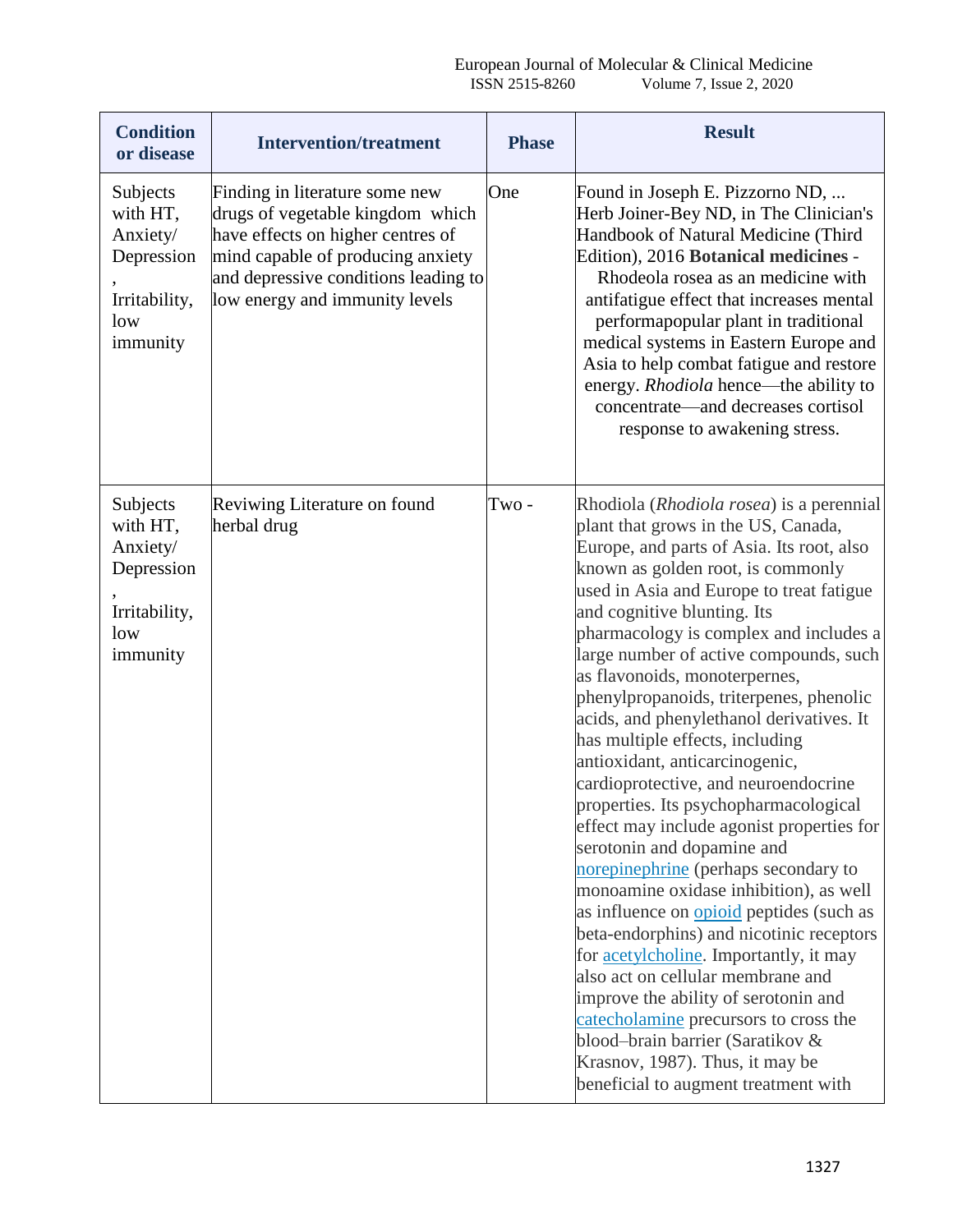| Condition or disease | Intervention/treatment | Phase | Result |
|---|---|---|---|
| Subjects with HT, Anxiety/ Depression , Irritability, low immunity | Finding in literature some new drugs of vegetable kingdom which have effects on higher centres of mind capable of producing anxiety and depressive conditions leading to low energy and immunity levels | One | Found in Joseph E. Pizzorno ND, ... Herb Joiner-Bey ND, in The Clinician's Handbook of Natural Medicine (Third Edition), 2016 **Botanical medicines** - Rhodeola rosea as an medicine with antifatigue effect that increases mental performapopular plant in traditional medical systems in Eastern Europe and Asia to help combat fatigue and restore energy. *Rhodiola* hence—the ability to concentrate—and decreases cortisol response to awakening stress. |
| Subjects with HT, Anxiety/ Depression , Irritability, low immunity | Reviwing Literature on found herbal drug | Two - | Rhodiola (*Rhodiola rosea*) is a perennial plant that grows in the US, Canada, Europe, and parts of Asia. Its root, also known as golden root, is commonly used in Asia and Europe to treat fatigue and cognitive blunting. Its pharmacology is complex and includes a large number of active compounds, such as flavonoids, monoterpernes, phenylpropanoids, triterpenes, phenolic acids, and phenylethanol derivatives. It has multiple effects, including antioxidant, anticarcinogenic, cardioprotective, and neuroendocrine properties. Its psychopharmacological effect may include agonist properties for serotonin and dopamine and norepinephrine (perhaps secondary to monoamine oxidase inhibition), as well as influence on opioid peptides (such as beta-endorphins) and nicotinic receptors for acetylcholine. Importantly, it may also act on cellular membrane and improve the ability of serotonin and catecholamine precursors to cross the blood–brain barrier (Saratikov & Krasnov, 1987). Thus, it may be beneficial to augment treatment with |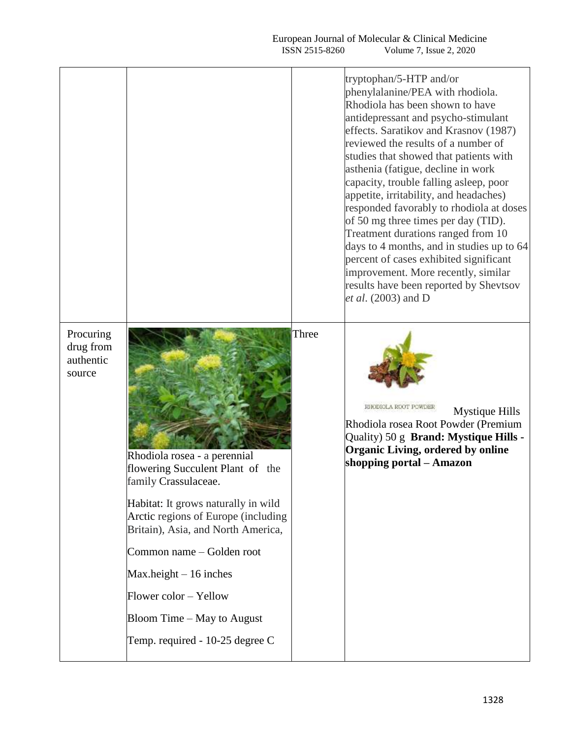| | | | |
|---|---|---|---|
| | | | tryptophan/5-HTP and/or phenylalanine/PEA with rhodiola. Rhodiola has been shown to have antidepressant and psycho-stimulant effects. Saratikov and Krasnov (1987) reviewed the results of a number of studies that showed that patients with asthenia (fatigue, decline in work capacity, trouble falling asleep, poor appetite, irritability, and headaches) responded favorably to rhodiola at doses of 50 mg three times per day (TID). Treatment durations ranged from 10 days to 4 months, and in studies up to 64 percent of cases exhibited significant improvement. More recently, similar results have been reported by Shevtsov *et al*. (2003) and D |
| Procuring drug from authentic source | Rhodiola rosea - a perennial flowering Succulent Plant of the family Crassulaceae.<br><br>Habitat: It grows naturally in wild Arctic regions of Europe (including Britain), Asia, and North America,<br><br>Common name – Golden root<br><br>Max.height – 16 inches<br><br>Flower color – Yellow<br><br>Bloom Time – May to August<br><br>Temp. required - 10-25 degree C | Three | RHODIOLA ROOT POWDER Mystique Hills Rhodiola rosea Root Powder (Premium Quality) 50 g **Brand: Mystique Hills - Organic Living, ordered by online shopping portal – Amazon** |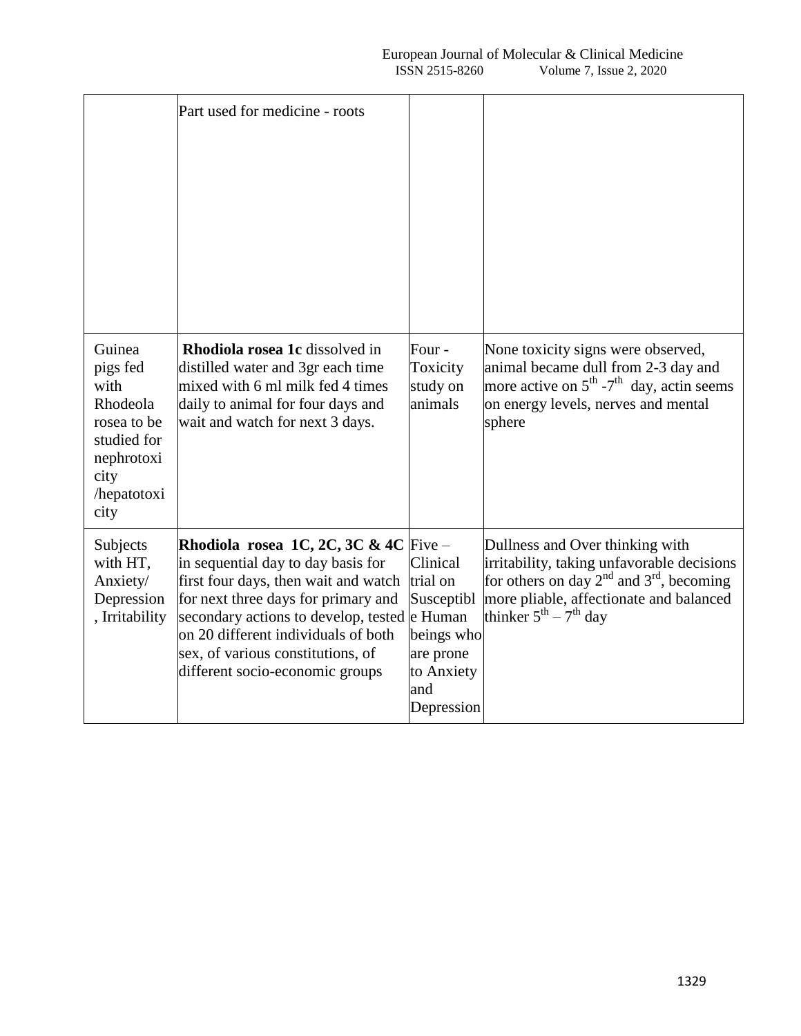| | | | |
|---|---|---|---|
| | Part used for medicine - roots | | |
| Guinea pigs fed with Rhodeola rosea to be studied for nephrotoxicity /hepatotoxicity | **Rhodiola rosea 1c** dissolved in distilled water and 3gr each time mixed with 6 ml milk fed 4 times daily to animal for four days and wait and watch for next 3 days. | Four - Toxicity study on animals | None toxicity signs were observed, animal became dull from 2-3 day and more active on $5^{th}$ -$7^{th}$ day, actin seems on energy levels, nerves and mental sphere |
| Subjects with HT, Anxiety/ Depression, Irritability | **Rhodiola rosea 1C, 2C, 3C & 4C** in sequential day to day basis for first four days, then wait and watch for next three days for primary and secondary actions to develop, tested on 20 different individuals of both sex, of various constitutions, of different socio-economic groups | Five – Clinical trial on Susceptible Human beings who are prone to Anxiety and Depression | Dullness and Over thinking with irritability, taking unfavorable decisions for others on day $2^{nd}$ and $3^{rd}$, becoming more pliable, affectionate and balanced thinker $5^{th}$ – $7^{th}$ day |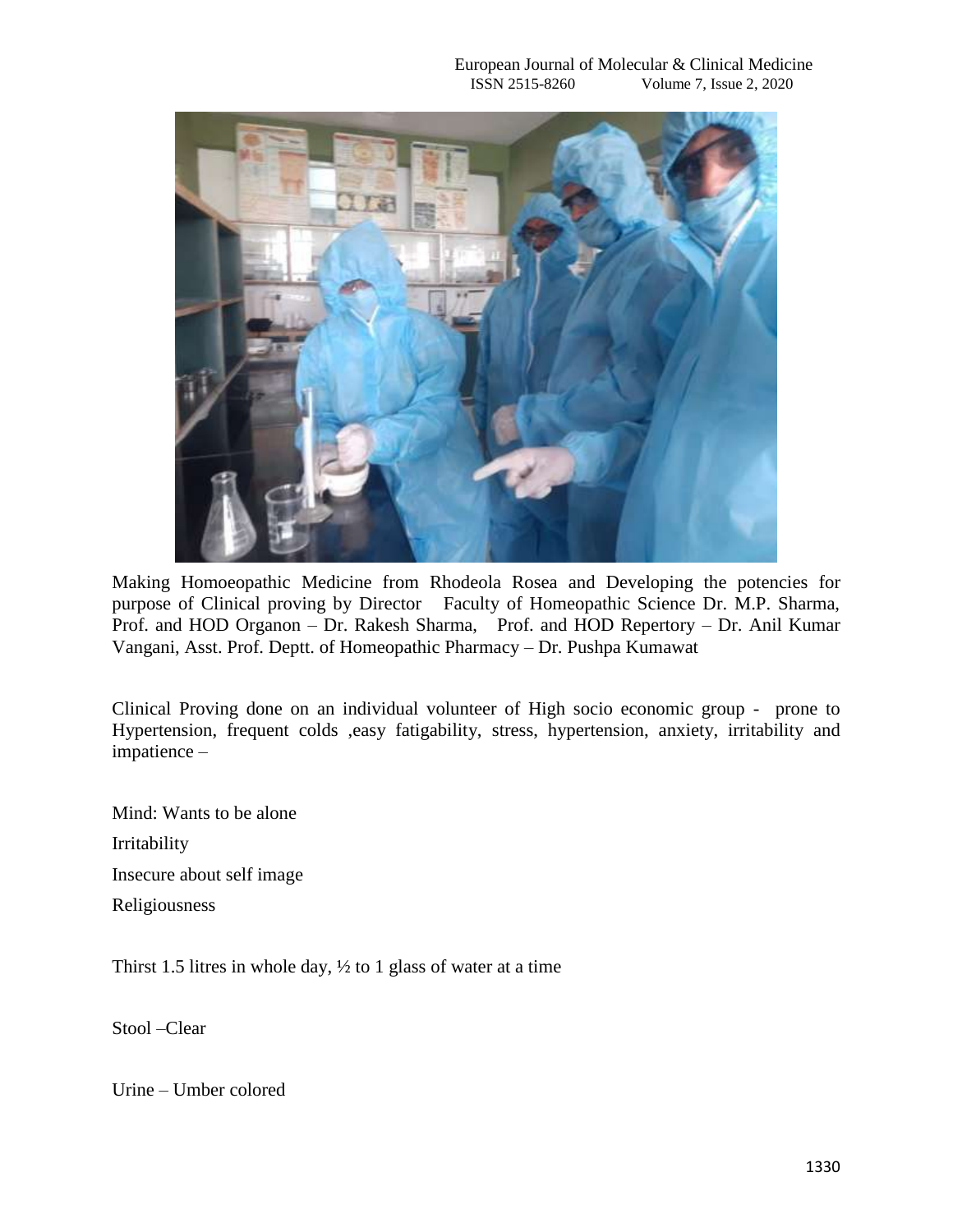Making Homoeopathic Medicine from Rhodeola Rosea and Developing the potencies for purpose of Clinical proving by Director Faculty of Homeopathic Science Dr. M.P. Sharma, Prof. and HOD Organon – Dr. Rakesh Sharma, Prof. and HOD Repertory – Dr. Anil Kumar Vangani, Asst. Prof. Deptt. of Homeopathic Pharmacy – Dr. Pushpa Kumawat

Clinical Proving done on an individual volunteer of High socio economic group - prone to Hypertension, frequent colds ,easy fatigability, stress, hypertension, anxiety, irritability and impatience –

Mind: Wants to be alone

Irritability

Insecure about self image

Religiousness

Thirst 1.5 litres in whole day, ½ to 1 glass of water at a time

Stool –Clear

Urine – Umber colored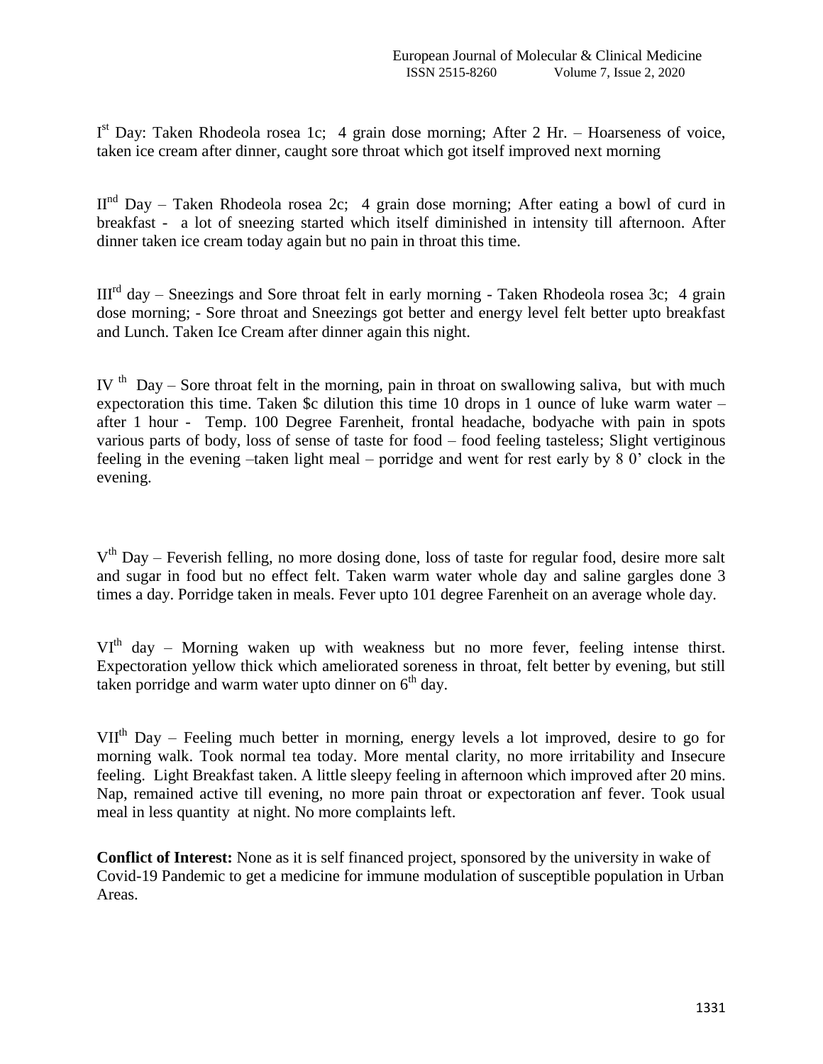I[st] Day: Taken Rhodeola rosea 1c;  4 grain dose morning; After 2 Hr. – Hoarseness of voice, taken ice cream after dinner, caught sore throat which got itself improved next morning

II[nd] Day – Taken Rhodeola rosea 2c;  4 grain dose morning; After eating a bowl of curd in breakfast -  a lot of sneezing started which itself diminished in intensity till afternoon. After dinner taken ice cream today again but no pain in throat this time.

III[rd] day – Sneezings and Sore throat felt in early morning - Taken Rhodeola rosea 3c;  4 grain dose morning; - Sore throat and Sneezings got better and energy level felt better upto breakfast and Lunch. Taken Ice Cream after dinner again this night.

IV[th] Day – Sore throat felt in the morning, pain in throat on swallowing saliva,  but with much expectoration this time. Taken $c dilution this time 10 drops in 1 ounce of luke warm water – after 1 hour -  Temp. 100 Degree Farenheit, frontal headache, bodyache with pain in spots various parts of body, loss of sense of taste for food – food feeling tasteless; Slight vertiginous feeling in the evening –taken light meal – porridge and went for rest early by 8 0' clock in the evening.

V[th] Day – Feverish felling, no more dosing done, loss of taste for regular food, desire more salt and sugar in food but no effect felt. Taken warm water whole day and saline gargles done 3 times a day. Porridge taken in meals. Fever upto 101 degree Farenheit on an average whole day.

VI[th] day – Morning waken up with weakness but no more fever, feeling intense thirst. Expectoration yellow thick which ameliorated soreness in throat, felt better by evening, but still taken porridge and warm water upto dinner on 6[th] day.

VII[th] Day – Feeling much better in morning, energy levels a lot improved, desire to go for morning walk. Took normal tea today. More mental clarity, no more irritability and Insecure feeling.  Light Breakfast taken. A little sleepy feeling in afternoon which improved after 20 mins. Nap, remained active till evening, no more pain throat or expectoration anf fever. Took usual meal in less quantity  at night. No more complaints left.

**Conflict of Interest:** None as it is self financed project, sponsored by the university in wake of Covid-19 Pandemic to get a medicine for immune modulation of susceptible population in Urban Areas.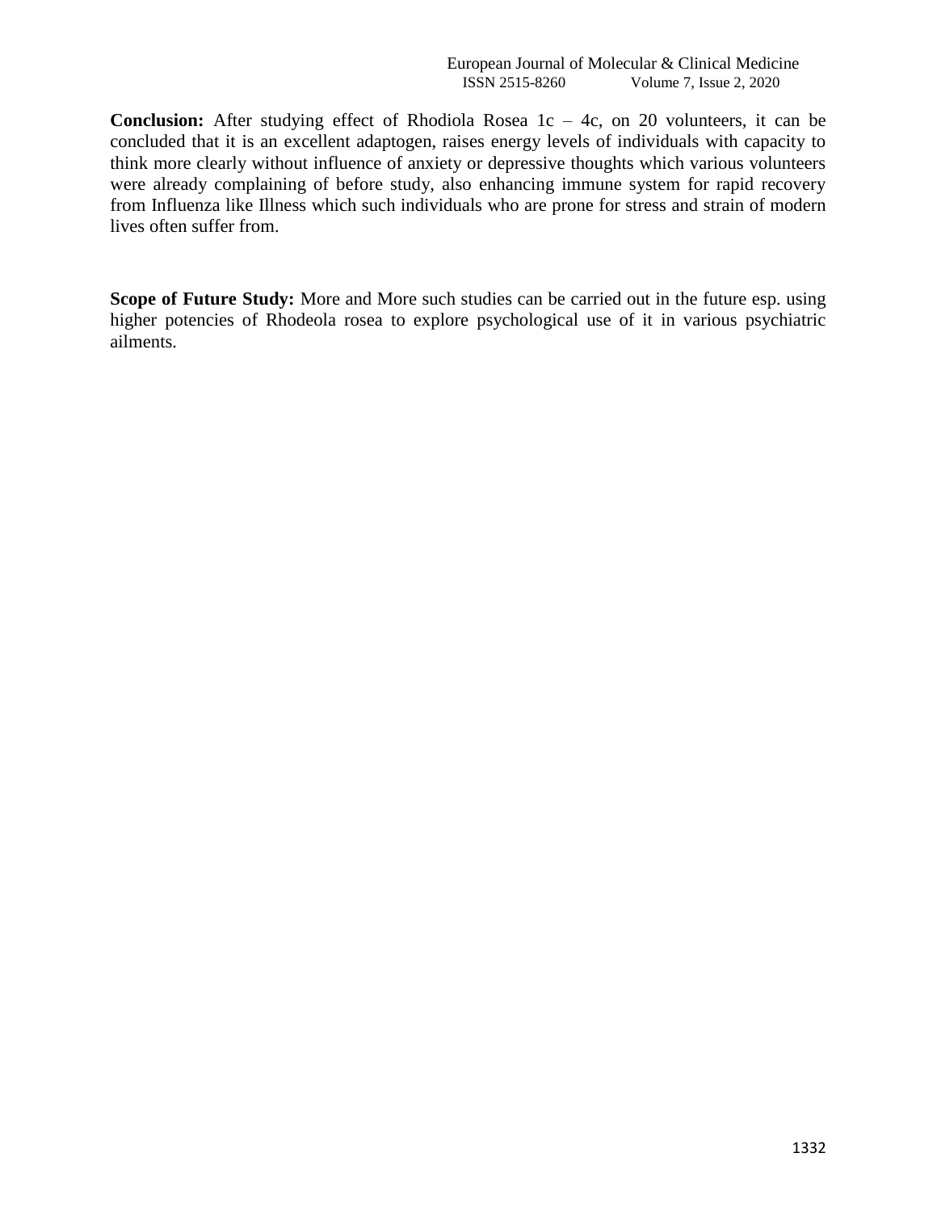**Conclusion:** After studying effect of Rhodiola Rosea 1c – 4c, on 20 volunteers, it can be concluded that it is an excellent adaptogen, raises energy levels of individuals with capacity to think more clearly without influence of anxiety or depressive thoughts which various volunteers were already complaining of before study, also enhancing immune system for rapid recovery from Influenza like Illness which such individuals who are prone for stress and strain of modern lives often suffer from.

**Scope of Future Study:** More and More such studies can be carried out in the future esp. using higher potencies of Rhodeola rosea to explore psychological use of it in various psychiatric ailments.